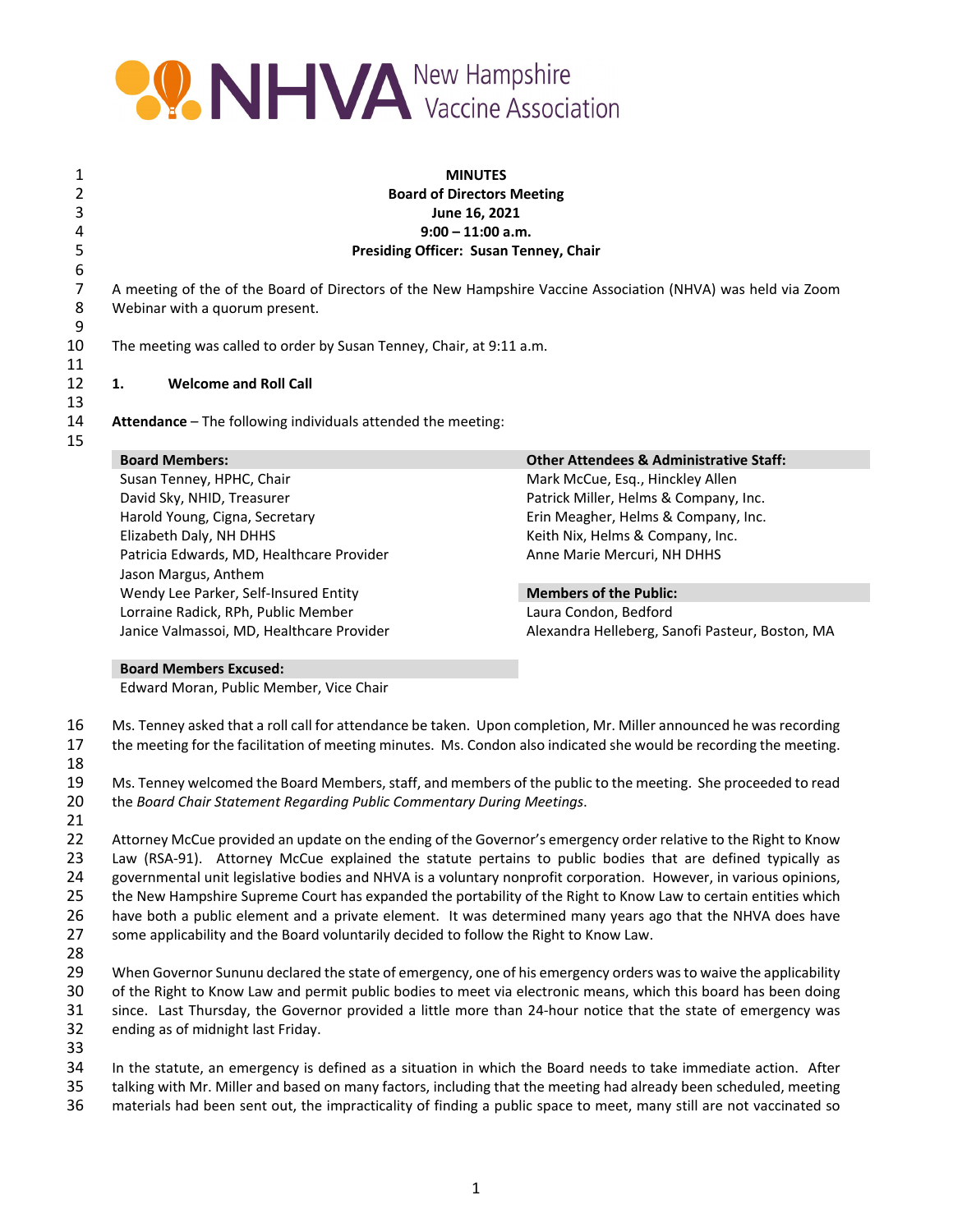**New Hampshire Vaccine Association**

**MINUTES**
**Board of Directors Meeting**
**June 16, 2021**
**9:00 – 11:00 a.m.**
**Presiding Officer: Susan Tenney, Chair**

A meeting of the of the Board of Directors of the New Hampshire Vaccine Association (NHVA) was held via Zoom Webinar with a quorum present.

The meeting was called to order by Susan Tenney, Chair, at 9:11 a.m.

## 1. Welcome and Roll Call

**Attendance** – The following individuals attended the meeting:

| **Board Members:** | **Other Attendees & Administrative Staff:** |
|---|---|
| Susan Tenney, HPHC, Chair | Mark McCue, Esq., Hinckley Allen |
| David Sky, NHID, Treasurer | Patrick Miller, Helms & Company, Inc. |
| Harold Young, Cigna, Secretary | Erin Meagher, Helms & Company, Inc. |
| Elizabeth Daly, NH DHHS | Keith Nix, Helms & Company, Inc. |
| Patricia Edwards, MD, Healthcare Provider | Anne Marie Mercuri, NH DHHS |
| Jason Margus, Anthem | |
| Wendy Lee Parker, Self-Insured Entity | **Members of the Public:** |
| Lorraine Radick, RPh, Public Member | Laura Condon, Bedford |
| Janice Valmassoi, MD, Healthcare Provider | Alexandra Helleberg, Sanofi Pasteur, Boston, MA |

| **Board Members Excused:** |
|---|
| Edward Moran, Public Member, Vice Chair |

Ms. Tenney asked that a roll call for attendance be taken. Upon completion, Mr. Miller announced he was recording the meeting for the facilitation of meeting minutes. Ms. Condon also indicated she would be recording the meeting.

Ms. Tenney welcomed the Board Members, staff, and members of the public to the meeting. She proceeded to read the *Board Chair Statement Regarding Public Commentary During Meetings*.

Attorney McCue provided an update on the ending of the Governor's emergency order relative to the Right to Know Law (RSA-91). Attorney McCue explained the statute pertains to public bodies that are defined typically as governmental unit legislative bodies and NHVA is a voluntary nonprofit corporation. However, in various opinions, the New Hampshire Supreme Court has expanded the portability of the Right to Know Law to certain entities which have both a public element and a private element. It was determined many years ago that the NHVA does have some applicability and the Board voluntarily decided to follow the Right to Know Law.

When Governor Sununu declared the state of emergency, one of his emergency orders was to waive the applicability of the Right to Know Law and permit public bodies to meet via electronic means, which this board has been doing since. Last Thursday, the Governor provided a little more than 24-hour notice that the state of emergency was ending as of midnight last Friday.

In the statute, an emergency is defined as a situation in which the Board needs to take immediate action. After talking with Mr. Miller and based on many factors, including that the meeting had already been scheduled, meeting materials had been sent out, the impracticality of finding a public space to meet, many still are not vaccinated so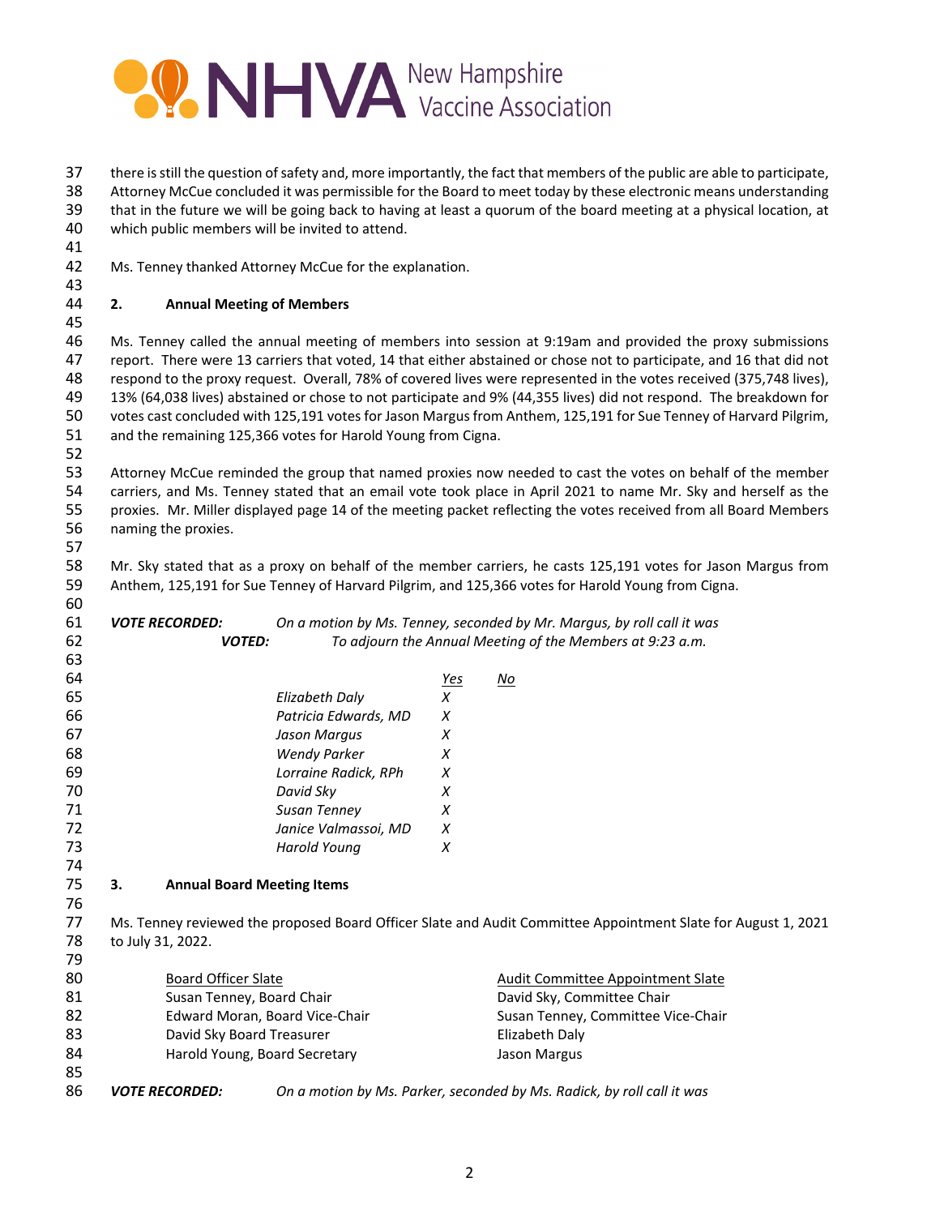there is still the question of safety and, more importantly, the fact that members of the public are able to participate, Attorney McCue concluded it was permissible for the Board to meet today by these electronic means understanding that in the future we will be going back to having at least a quorum of the board meeting at a physical location, at which public members will be invited to attend.

Ms. Tenney thanked Attorney McCue for the explanation.

**2. Annual Meeting of Members**

Ms. Tenney called the annual meeting of members into session at 9:19am and provided the proxy submissions report. There were 13 carriers that voted, 14 that either abstained or chose not to participate, and 16 that did not respond to the proxy request. Overall, 78% of covered lives were represented in the votes received (375,748 lives), 13% (64,038 lives) abstained or chose to not participate and 9% (44,355 lives) did not respond. The breakdown for votes cast concluded with 125,191 votes for Jason Margus from Anthem, 125,191 for Sue Tenney of Harvard Pilgrim, and the remaining 125,366 votes for Harold Young from Cigna.

Attorney McCue reminded the group that named proxies now needed to cast the votes on behalf of the member carriers, and Ms. Tenney stated that an email vote took place in April 2021 to name Mr. Sky and herself as the proxies. Mr. Miller displayed page 14 of the meeting packet reflecting the votes received from all Board Members naming the proxies.

Mr. Sky stated that as a proxy on behalf of the member carriers, he casts 125,191 votes for Jason Margus from Anthem, 125,191 for Sue Tenney of Harvard Pilgrim, and 125,366 votes for Harold Young from Cigna.

***VOTE RECORDED:*** *On a motion by Ms. Tenney, seconded by Mr. Margus, by roll call it was*
***VOTED:*** *To adjourn the Annual Meeting of the Members at 9:23 a.m.*

| | Yes | No |
|---|---|---|
| *Elizabeth Daly* | X | |
| *Patricia Edwards, MD* | X | |
| *Jason Margus* | X | |
| *Wendy Parker* | X | |
| *Lorraine Radick, RPh* | X | |
| *David Sky* | X | |
| *Susan Tenney* | X | |
| *Janice Valmassoi, MD* | X | |
| *Harold Young* | X | |

**3. Annual Board Meeting Items**

Ms. Tenney reviewed the proposed Board Officer Slate and Audit Committee Appointment Slate for August 1, 2021 to July 31, 2022.

| Board Officer Slate | Audit Committee Appointment Slate |
|---|---|
| Susan Tenney, Board Chair | David Sky, Committee Chair |
| Edward Moran, Board Vice-Chair | Susan Tenney, Committee Vice-Chair |
| David Sky Board Treasurer | Elizabeth Daly |
| Harold Young, Board Secretary | Jason Margus |

***VOTE RECORDED:*** *On a motion by Ms. Parker, seconded by Ms. Radick, by roll call it was*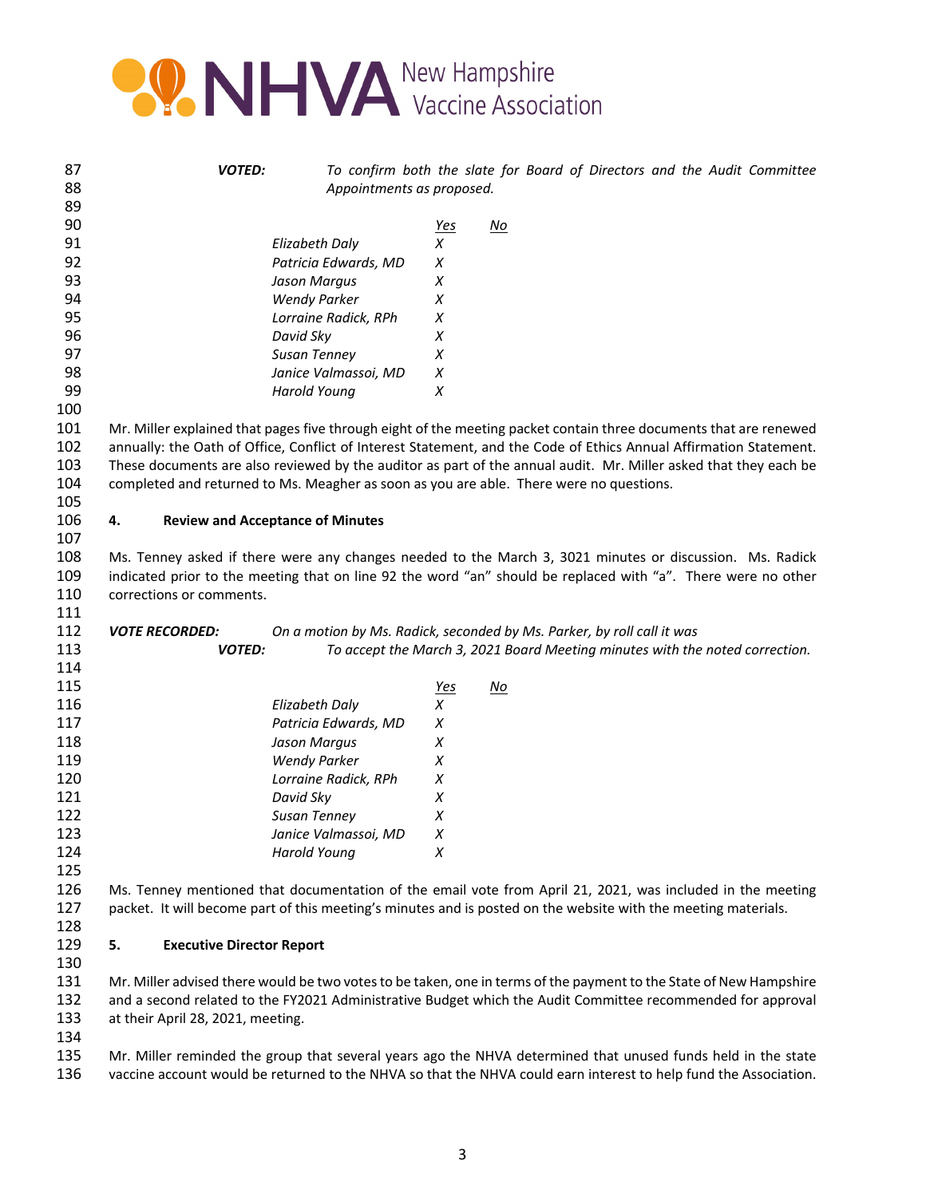*VOTED:* *To confirm both the slate for Board of Directors and the Audit Committee Appointments as proposed.*

| | Yes | No |
|---|---|---|
| *Elizabeth Daly* | X | |
| *Patricia Edwards, MD* | X | |
| *Jason Margus* | X | |
| *Wendy Parker* | X | |
| *Lorraine Radick, RPh* | X | |
| *David Sky* | X | |
| *Susan Tenney* | X | |
| *Janice Valmassoi, MD* | X | |
| *Harold Young* | X | |

Mr. Miller explained that pages five through eight of the meeting packet contain three documents that are renewed annually: the Oath of Office, Conflict of Interest Statement, and the Code of Ethics Annual Affirmation Statement. These documents are also reviewed by the auditor as part of the annual audit. Mr. Miller asked that they each be completed and returned to Ms. Meagher as soon as you are able. There were no questions.

**4. Review and Acceptance of Minutes**

Ms. Tenney asked if there were any changes needed to the March 3, 2021 minutes or discussion. Ms. Radick indicated prior to the meeting that on line 92 the word "an" should be replaced with "a". There were no other corrections or comments.

***VOTE RECORDED:*** *On a motion by Ms. Radick, seconded by Ms. Parker, by roll call it was*
***VOTED:*** *To accept the March 3, 2021 Board Meeting minutes with the noted correction.*

| | Yes | No |
|---|---|---|
| *Elizabeth Daly* | X | |
| *Patricia Edwards, MD* | X | |
| *Jason Margus* | X | |
| *Wendy Parker* | X | |
| *Lorraine Radick, RPh* | X | |
| *David Sky* | X | |
| *Susan Tenney* | X | |
| *Janice Valmassoi, MD* | X | |
| *Harold Young* | X | |

Ms. Tenney mentioned that documentation of the email vote from April 21, 2021, was included in the meeting packet. It will become part of this meeting's minutes and is posted on the website with the meeting materials.

**5. Executive Director Report**

Mr. Miller advised there would be two votes to be taken, one in terms of the payment to the State of New Hampshire and a second related to the FY2021 Administrative Budget which the Audit Committee recommended for approval at their April 28, 2021, meeting.

Mr. Miller reminded the group that several years ago the NHVA determined that unused funds held in the state vaccine account would be returned to the NHVA so that the NHVA could earn interest to help fund the Association.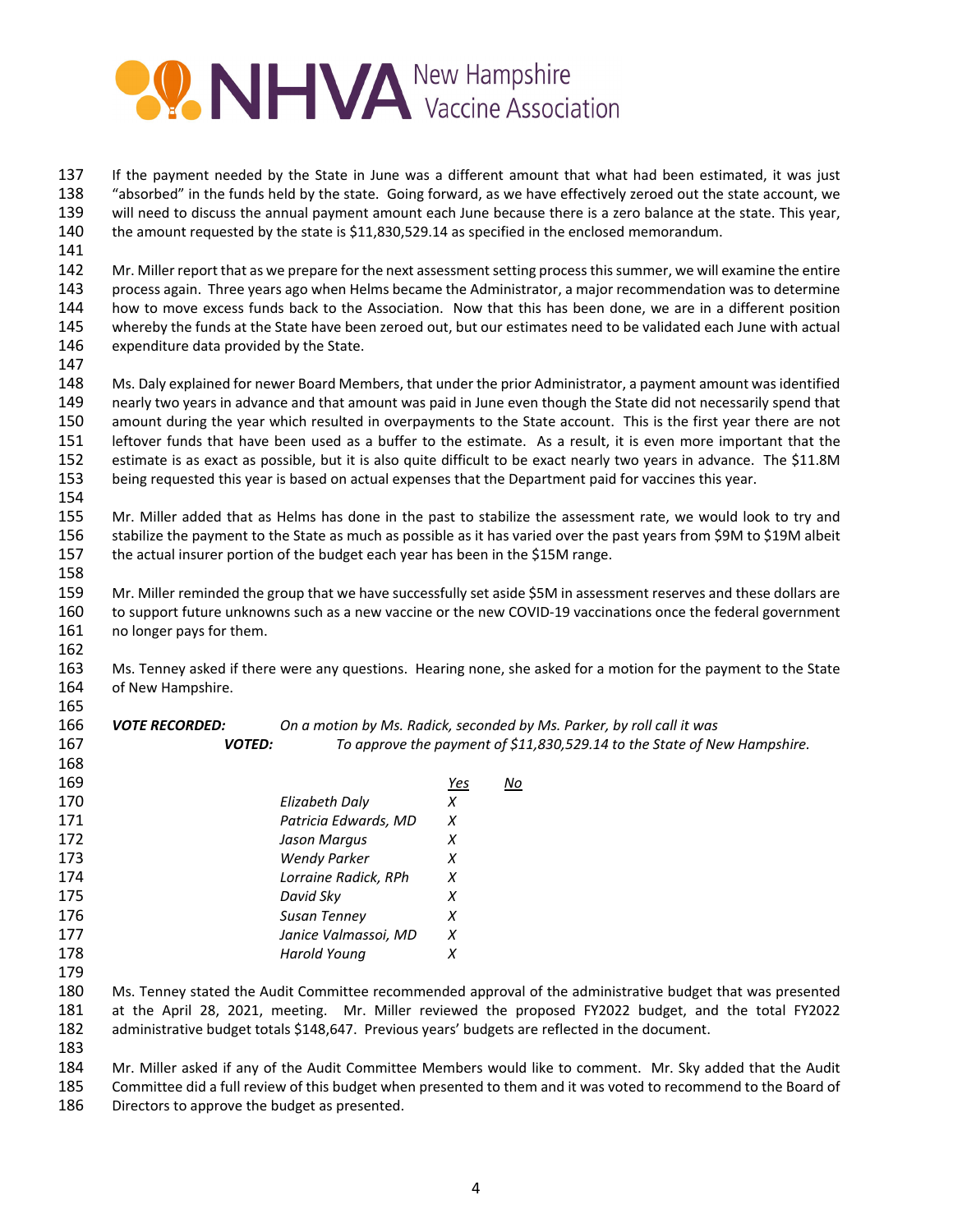If the payment needed by the State in June was a different amount that what had been estimated, it was just "absorbed" in the funds held by the state. Going forward, as we have effectively zeroed out the state account, we will need to discuss the annual payment amount each June because there is a zero balance at the state. This year, the amount requested by the state is $11,830,529.14 as specified in the enclosed memorandum.

Mr. Miller report that as we prepare for the next assessment setting process this summer, we will examine the entire process again. Three years ago when Helms became the Administrator, a major recommendation was to determine how to move excess funds back to the Association. Now that this has been done, we are in a different position whereby the funds at the State have been zeroed out, but our estimates need to be validated each June with actual expenditure data provided by the State.

Ms. Daly explained for newer Board Members, that under the prior Administrator, a payment amount was identified nearly two years in advance and that amount was paid in June even though the State did not necessarily spend that amount during the year which resulted in overpayments to the State account. This is the first year there are not leftover funds that have been used as a buffer to the estimate. As a result, it is even more important that the estimate is as exact as possible, but it is also quite difficult to be exact nearly two years in advance. The $11.8M being requested this year is based on actual expenses that the Department paid for vaccines this year.

Mr. Miller added that as Helms has done in the past to stabilize the assessment rate, we would look to try and stabilize the payment to the State as much as possible as it has varied over the past years from $9M to $19M albeit the actual insurer portion of the budget each year has been in the $15M range.

Mr. Miller reminded the group that we have successfully set aside $5M in assessment reserves and these dollars are to support future unknowns such as a new vaccine or the new COVID-19 vaccinations once the federal government no longer pays for them.

Ms. Tenney asked if there were any questions. Hearing none, she asked for a motion for the payment to the State of New Hampshire.

***VOTE RECORDED:*** *On a motion by Ms. Radick, seconded by Ms. Parker, by roll call it was*
***VOTED:*** *To approve the payment of $11,830,529.14 to the State of New Hampshire.*

| | Yes | No |
|---|---|---|
| *Elizabeth Daly* | X | |
| *Patricia Edwards, MD* | X | |
| *Jason Margus* | X | |
| *Wendy Parker* | X | |
| *Lorraine Radick, RPh* | X | |
| *David Sky* | X | |
| *Susan Tenney* | X | |
| *Janice Valmassoi, MD* | X | |
| *Harold Young* | X | |

Ms. Tenney stated the Audit Committee recommended approval of the administrative budget that was presented at the April 28, 2021, meeting. Mr. Miller reviewed the proposed FY2022 budget, and the total FY2022 administrative budget totals $148,647. Previous years' budgets are reflected in the document.

Mr. Miller asked if any of the Audit Committee Members would like to comment. Mr. Sky added that the Audit Committee did a full review of this budget when presented to them and it was voted to recommend to the Board of Directors to approve the budget as presented.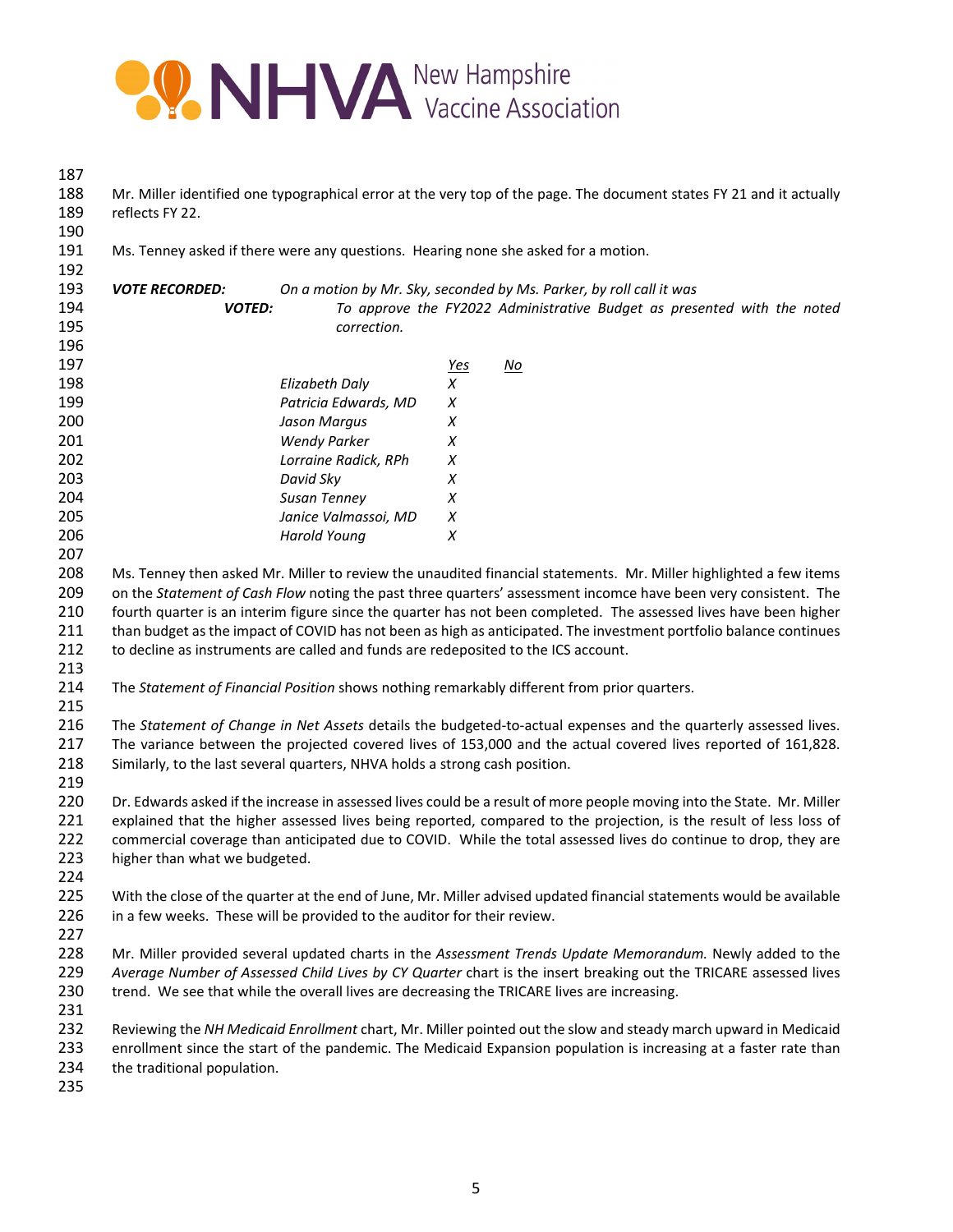Mr. Miller identified one typographical error at the very top of the page. The document states FY 21 and it actually reflects FY 22.

Ms. Tenney asked if there were any questions. Hearing none she asked for a motion.

***VOTE RECORDED:*** *On a motion by Mr. Sky, seconded by Ms. Parker, by roll call it was*

***VOTED:*** *To approve the FY2022 Administrative Budget as presented with the noted correction.*

| | *Yes* | *No* |
|---|---|---|
| *Elizabeth Daly* | *X* | |
| *Patricia Edwards, MD* | *X* | |
| *Jason Margus* | *X* | |
| *Wendy Parker* | *X* | |
| *Lorraine Radick, RPh* | *X* | |
| *David Sky* | *X* | |
| *Susan Tenney* | *X* | |
| *Janice Valmassoi, MD* | *X* | |
| *Harold Young* | *X* | |

Ms. Tenney then asked Mr. Miller to review the unaudited financial statements. Mr. Miller highlighted a few items on the *Statement of Cash Flow* noting the past three quarters' assessment incomce have been very consistent. The fourth quarter is an interim figure since the quarter has not been completed. The assessed lives have been higher than budget as the impact of COVID has not been as high as anticipated. The investment portfolio balance continues to decline as instruments are called and funds are redeposited to the ICS account.

The *Statement of Financial Position* shows nothing remarkably different from prior quarters.

The *Statement of Change in Net Assets* details the budgeted-to-actual expenses and the quarterly assessed lives. The variance between the projected covered lives of 153,000 and the actual covered lives reported of 161,828. Similarly, to the last several quarters, NHVA holds a strong cash position.

Dr. Edwards asked if the increase in assessed lives could be a result of more people moving into the State. Mr. Miller explained that the higher assessed lives being reported, compared to the projection, is the result of less loss of commercial coverage than anticipated due to COVID. While the total assessed lives do continue to drop, they are higher than what we budgeted.

With the close of the quarter at the end of June, Mr. Miller advised updated financial statements would be available in a few weeks. These will be provided to the auditor for their review.

Mr. Miller provided several updated charts in the *Assessment Trends Update Memorandum.* Newly added to the *Average Number of Assessed Child Lives by CY Quarter* chart is the insert breaking out the TRICARE assessed lives trend. We see that while the overall lives are decreasing the TRICARE lives are increasing.

Reviewing the *NH Medicaid Enrollment* chart, Mr. Miller pointed out the slow and steady march upward in Medicaid enrollment since the start of the pandemic. The Medicaid Expansion population is increasing at a faster rate than the traditional population.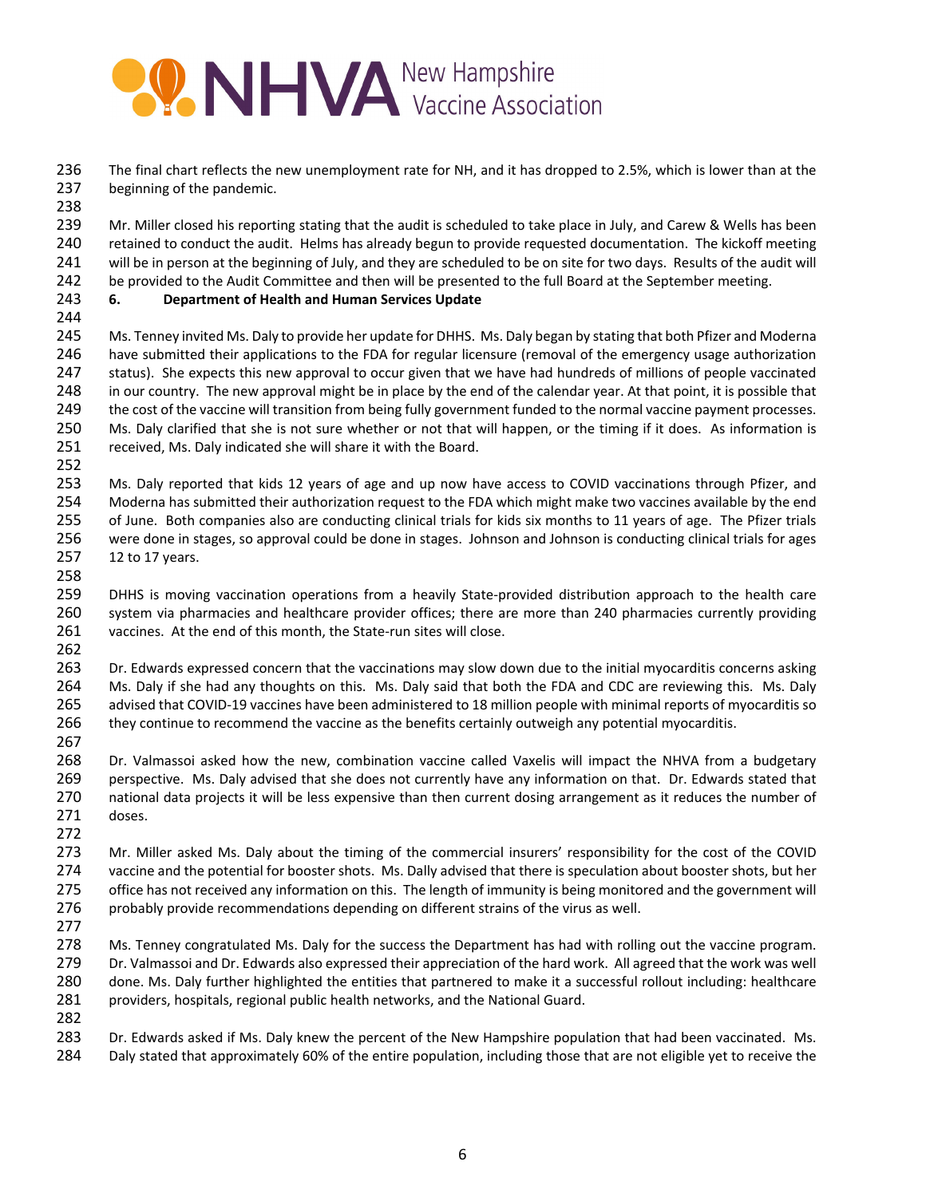The final chart reflects the new unemployment rate for NH, and it has dropped to 2.5%, which is lower than at the beginning of the pandemic.

Mr. Miller closed his reporting stating that the audit is scheduled to take place in July, and Carew & Wells has been retained to conduct the audit. Helms has already begun to provide requested documentation. The kickoff meeting will be in person at the beginning of July, and they are scheduled to be on site for two days. Results of the audit will be provided to the Audit Committee and then will be presented to the full Board at the September meeting.

**6. Department of Health and Human Services Update**

Ms. Tenney invited Ms. Daly to provide her update for DHHS. Ms. Daly began by stating that both Pfizer and Moderna have submitted their applications to the FDA for regular licensure (removal of the emergency usage authorization status). She expects this new approval to occur given that we have had hundreds of millions of people vaccinated in our country. The new approval might be in place by the end of the calendar year. At that point, it is possible that the cost of the vaccine will transition from being fully government funded to the normal vaccine payment processes. Ms. Daly clarified that she is not sure whether or not that will happen, or the timing if it does. As information is received, Ms. Daly indicated she will share it with the Board.

Ms. Daly reported that kids 12 years of age and up now have access to COVID vaccinations through Pfizer, and Moderna has submitted their authorization request to the FDA which might make two vaccines available by the end of June. Both companies also are conducting clinical trials for kids six months to 11 years of age. The Pfizer trials were done in stages, so approval could be done in stages. Johnson and Johnson is conducting clinical trials for ages 12 to 17 years.

DHHS is moving vaccination operations from a heavily State-provided distribution approach to the health care system via pharmacies and healthcare provider offices; there are more than 240 pharmacies currently providing vaccines. At the end of this month, the State-run sites will close.

Dr. Edwards expressed concern that the vaccinations may slow down due to the initial myocarditis concerns asking Ms. Daly if she had any thoughts on this. Ms. Daly said that both the FDA and CDC are reviewing this. Ms. Daly advised that COVID-19 vaccines have been administered to 18 million people with minimal reports of myocarditis so they continue to recommend the vaccine as the benefits certainly outweigh any potential myocarditis.

Dr. Valmassoi asked how the new, combination vaccine called Vaxelis will impact the NHVA from a budgetary perspective. Ms. Daly advised that she does not currently have any information on that. Dr. Edwards stated that national data projects it will be less expensive than then current dosing arrangement as it reduces the number of doses.

Mr. Miller asked Ms. Daly about the timing of the commercial insurers' responsibility for the cost of the COVID vaccine and the potential for booster shots. Ms. Dally advised that there is speculation about booster shots, but her office has not received any information on this. The length of immunity is being monitored and the government will probably provide recommendations depending on different strains of the virus as well.

Ms. Tenney congratulated Ms. Daly for the success the Department has had with rolling out the vaccine program. Dr. Valmassoi and Dr. Edwards also expressed their appreciation of the hard work. All agreed that the work was well done. Ms. Daly further highlighted the entities that partnered to make it a successful rollout including: healthcare providers, hospitals, regional public health networks, and the National Guard.

Dr. Edwards asked if Ms. Daly knew the percent of the New Hampshire population that had been vaccinated. Ms. Daly stated that approximately 60% of the entire population, including those that are not eligible yet to receive the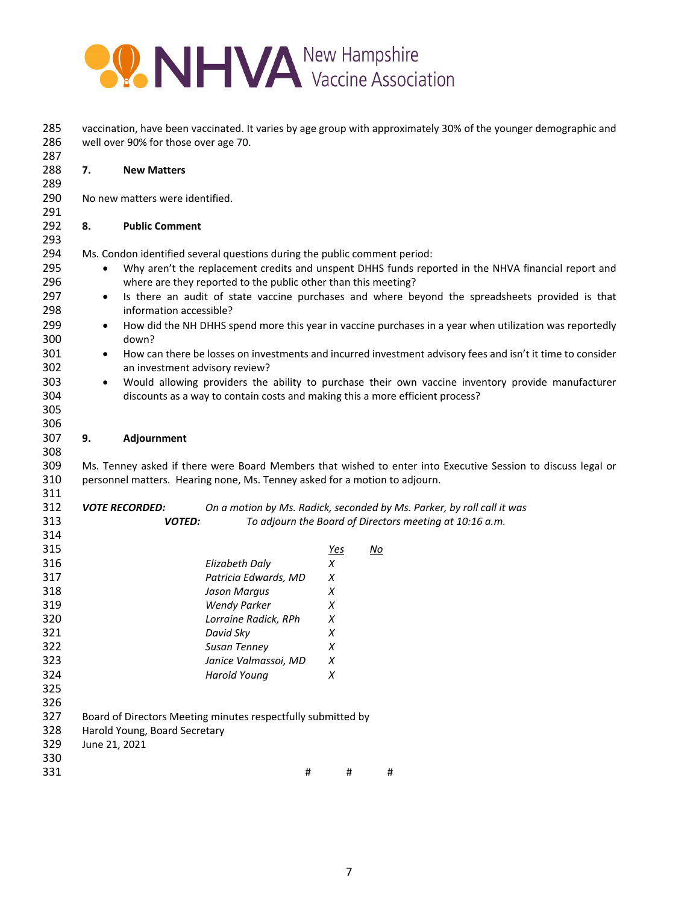vaccination, have been vaccinated. It varies by age group with approximately 30% of the younger demographic and well over 90% for those over age 70.

### 7. New Matters

No new matters were identified.

### 8. Public Comment

Ms. Condon identified several questions during the public comment period:

- Why aren't the replacement credits and unspent DHHS funds reported in the NHVA financial report and where are they reported to the public other than this meeting?
- Is there an audit of state vaccine purchases and where beyond the spreadsheets provided is that information accessible?
- How did the NH DHHS spend more this year in vaccine purchases in a year when utilization was reportedly down?
- How can there be losses on investments and incurred investment advisory fees and isn't it time to consider an investment advisory review?
- Would allowing providers the ability to purchase their own vaccine inventory provide manufacturer discounts as a way to contain costs and making this a more efficient process?

### 9. Adjournment

Ms. Tenney asked if there were Board Members that wished to enter into Executive Session to discuss legal or personnel matters. Hearing none, Ms. Tenney asked for a motion to adjourn.

***VOTE RECORDED:*** *On a motion by Ms. Radick, seconded by Ms. Parker, by roll call it was*

***VOTED:*** *To adjourn the Board of Directors meeting at 10:16 a.m.*

| | *Yes* | *No* |
|---|---|---|
| *Elizabeth Daly* | *X* | |
| *Patricia Edwards, MD* | *X* | |
| *Jason Margus* | *X* | |
| *Wendy Parker* | *X* | |
| *Lorraine Radick, RPh* | *X* | |
| *David Sky* | *X* | |
| *Susan Tenney* | *X* | |
| *Janice Valmassoi, MD* | *X* | |
| *Harold Young* | *X* | |

Board of Directors Meeting minutes respectfully submitted by
Harold Young, Board Secretary
June 21, 2021

# # #